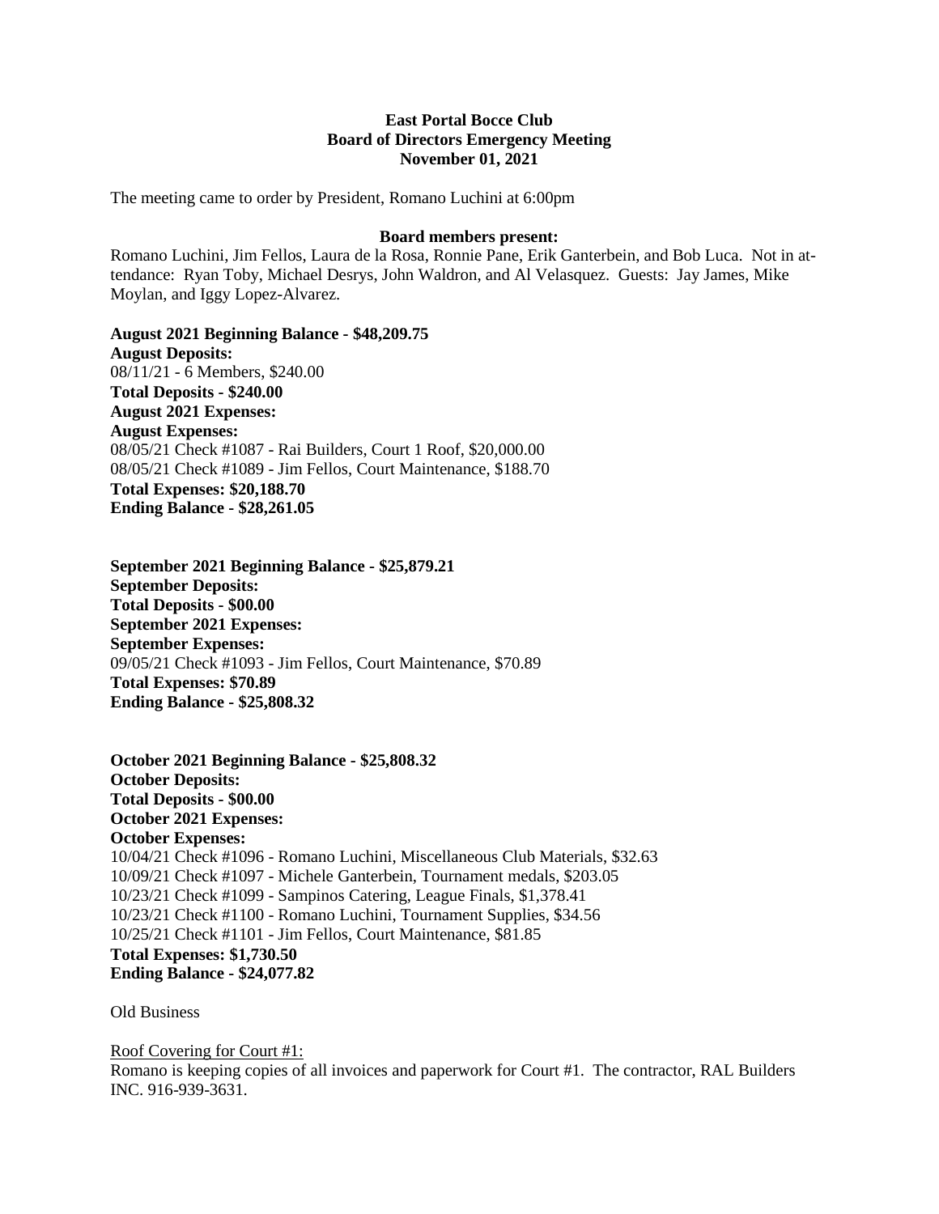**East Portal Bocce Club**
**Board of Directors Emergency Meeting**
**November 01, 2021**

The meeting came to order by President, Romano Luchini at 6:00pm

**Board members present:**

Romano Luchini, Jim Fellos, Laura de la Rosa, Ronnie Pane, Erik Ganterbein, and Bob Luca. Not in attendance: Ryan Toby, Michael Desrys, John Waldron, and Al Velasquez. Guests: Jay James, Mike Moylan, and Iggy Lopez-Alvarez.

**August 2021 Beginning Balance - $48,209.75**
**August Deposits:**
08/11/21 - 6 Members, $240.00
**Total Deposits - $240.00**
**August 2021 Expenses:**
**August Expenses:**
08/05/21 Check #1087 - Rai Builders, Court 1 Roof, $20,000.00
08/05/21 Check #1089 - Jim Fellos, Court Maintenance, $188.70
**Total Expenses: $20,188.70**
**Ending Balance - $28,261.05**

**September 2021 Beginning Balance - $25,879.21**
**September Deposits:**
**Total Deposits - $00.00**
**September 2021 Expenses:**
**September Expenses:**
09/05/21 Check #1093 - Jim Fellos, Court Maintenance, $70.89
**Total Expenses: $70.89**
**Ending Balance - $25,808.32**

**October 2021 Beginning Balance - $25,808.32**
**October Deposits:**
**Total Deposits - $00.00**
**October 2021 Expenses:**
**October Expenses:**
10/04/21 Check #1096 - Romano Luchini, Miscellaneous Club Materials, $32.63
10/09/21 Check #1097 - Michele Ganterbein, Tournament medals, $203.05
10/23/21 Check #1099 - Sampinos Catering, League Finals, $1,378.41
10/23/21 Check #1100 - Romano Luchini, Tournament Supplies, $34.56
10/25/21 Check #1101 - Jim Fellos, Court Maintenance, $81.85
**Total Expenses: $1,730.50**
**Ending Balance - $24,077.82**

Old Business

Roof Covering for Court #1:
Romano is keeping copies of all invoices and paperwork for Court #1. The contractor, RAL Builders INC. 916-939-3631.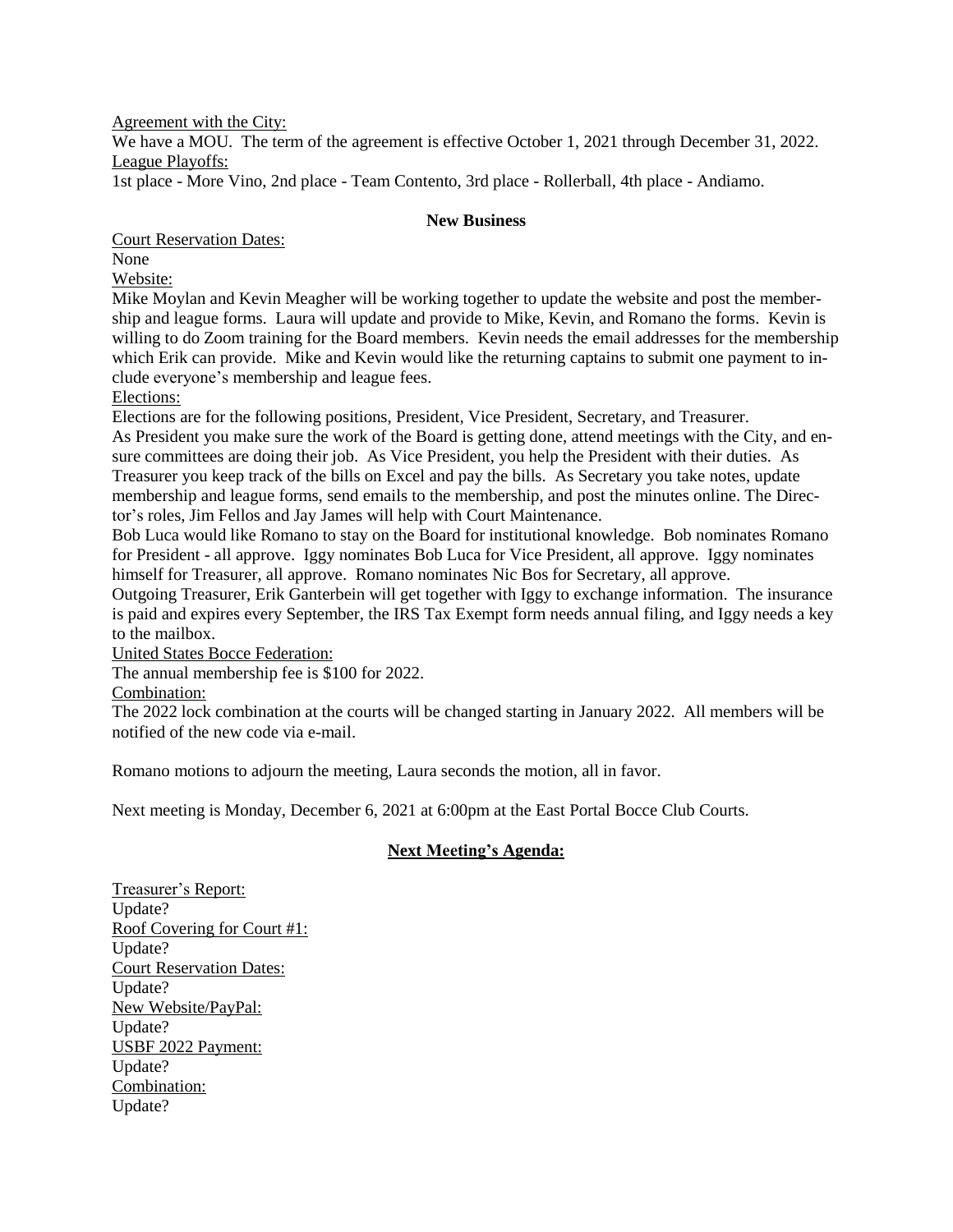Agreement with the City:

We have a MOU. The term of the agreement is effective October 1, 2021 through December 31, 2022.

League Playoffs:

1st place - More Vino, 2nd place - Team Contento, 3rd place - Rollerball, 4th place - Andiamo.

**New Business**

Court Reservation Dates:

None

Website:

Mike Moylan and Kevin Meagher will be working together to update the website and post the membership and league forms. Laura will update and provide to Mike, Kevin, and Romano the forms. Kevin is willing to do Zoom training for the Board members. Kevin needs the email addresses for the membership which Erik can provide. Mike and Kevin would like the returning captains to submit one payment to include everyone's membership and league fees.

Elections:

Elections are for the following positions, President, Vice President, Secretary, and Treasurer.
As President you make sure the work of the Board is getting done, attend meetings with the City, and ensure committees are doing their job. As Vice President, you help the President with their duties. As Treasurer you keep track of the bills on Excel and pay the bills. As Secretary you take notes, update membership and league forms, send emails to the membership, and post the minutes online. The Director's roles, Jim Fellos and Jay James will help with Court Maintenance.

Bob Luca would like Romano to stay on the Board for institutional knowledge. Bob nominates Romano for President - all approve. Iggy nominates Bob Luca for Vice President, all approve. Iggy nominates himself for Treasurer, all approve. Romano nominates Nic Bos for Secretary, all approve.

Outgoing Treasurer, Erik Ganterbein will get together with Iggy to exchange information. The insurance is paid and expires every September, the IRS Tax Exempt form needs annual filing, and Iggy needs a key to the mailbox.

United States Bocce Federation:

The annual membership fee is $100 for 2022.

Combination:

The 2022 lock combination at the courts will be changed starting in January 2022. All members will be notified of the new code via e-mail.

Romano motions to adjourn the meeting, Laura seconds the motion, all in favor.

Next meeting is Monday, December 6, 2021 at 6:00pm at the East Portal Bocce Club Courts.

**Next Meeting's Agenda:**

Treasurer's Report:

Update?

Roof Covering for Court #1:

Update?

Court Reservation Dates:

Update?

New Website/PayPal:

Update?

USBF 2022 Payment:

Update?

Combination:

Update?